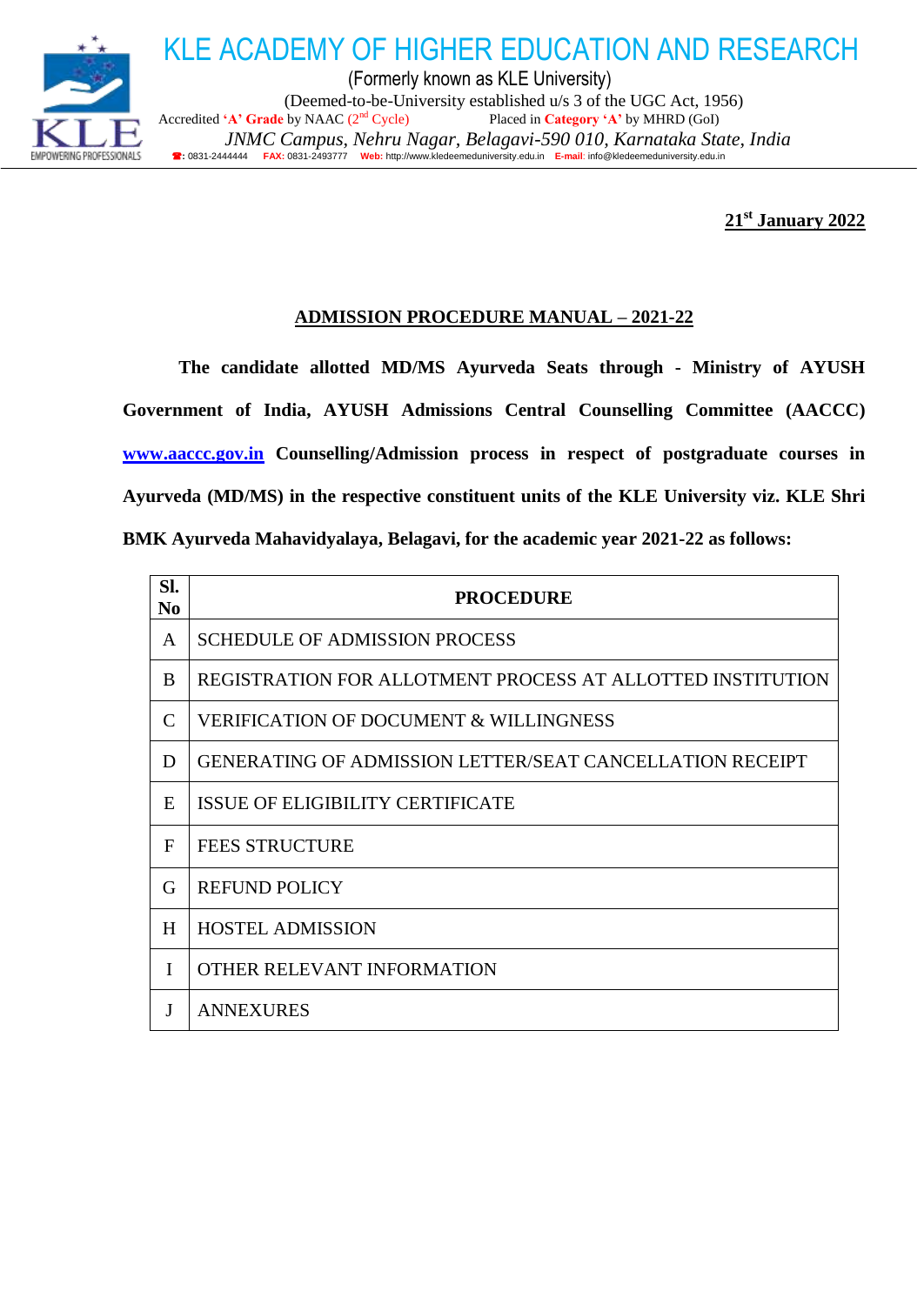# KLE ACADEMY OF HIGHER EDUCATION AND RESEARCH

(Formerly known as KLE University)

(Deemed-to-be-University established u/s 3 of the UGC Act, 1956)

Accredited **'A' Grade** by NAAC (2nd Cycle) Placed in **Category 'A'** by MHRD (GoI)

*JNMC Campus, Nehru Nagar, Belagavi-590 010, Karnataka State, India*

☎: 0831-2444444 **FAX:** 0831-2493777 **Web:** http://www.kledeemeduniversity.edu.in **E-mail:** info@kledeemeduniversity.edu.in

**21st January 2022**

## ADMISSION PROCEDURE MANUAL – 2021-22

**The candidate allotted MD/MS Ayurveda Seats through - Ministry of AYUSH Government of India, AYUSH Admissions Central Counselling Committee (AACCC) [www.aaccc.gov.in](http://www.aaccc.gov.in) Counselling/Admission process in respect of postgraduate courses in Ayurveda (MD/MS) in the respective constituent units of the KLE University viz. KLE Shri BMK Ayurveda Mahavidyalaya, Belagavi, for the academic year 2021-22 as follows:**

| Sl. No | PROCEDURE |
|---|---|
| A | SCHEDULE OF ADMISSION PROCESS |
| B | REGISTRATION FOR ALLOTMENT PROCESS AT ALLOTTED INSTITUTION |
| C | VERIFICATION OF DOCUMENT & WILLINGNESS |
| D | GENERATING OF ADMISSION LETTER/SEAT CANCELLATION RECEIPT |
| E | ISSUE OF ELIGIBILITY CERTIFICATE |
| F | FEES STRUCTURE |
| G | REFUND POLICY |
| H | HOSTEL ADMISSION |
| I | OTHER RELEVANT INFORMATION |
| J | ANNEXURES |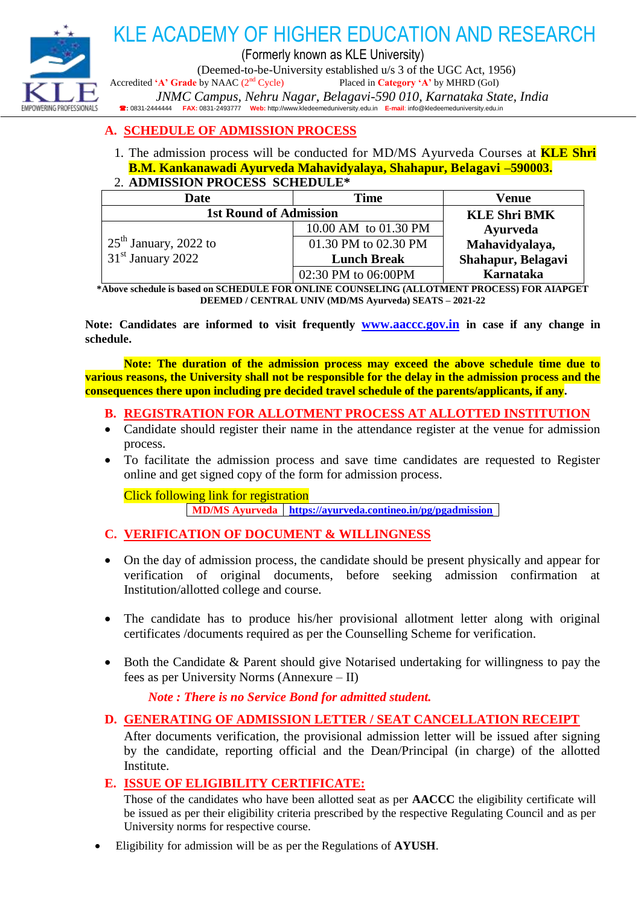# KLE ACADEMY OF HIGHER EDUCATION AND RESEARCH

(Formerly known as KLE University)

(Deemed-to-be-University established u/s 3 of the UGC Act, 1956)

Accredited **'A' Grade** by NAAC (2nd Cycle) Placed in **Category 'A'** by MHRD (GoI)

*JNMC Campus, Nehru Nagar, Belagavi-590 010, Karnataka State, India*

☎: 0831-2444444 FAX: 0831-2493777 Web: http://www.kledeemeduniversity.edu.in E-mail: info@kledeemeduniversity.edu.in

## A. SCHEDULE OF ADMISSION PROCESS

1. The admission process will be conducted for MD/MS Ayurveda Courses at **KLE Shri B.M. Kankanawadi Ayurveda Mahavidyalaya, Shahapur, Belagavi –590003.**
2. **ADMISSION PROCESS SCHEDULE***

| Date | Time | Venue |
|---|---|---|
| **1st Round of Admission** | | **KLE Shri BMK Ayurveda Mahavidyalaya, Shahapur, Belagavi Karnataka** |
| 25th January, 2022 to 31st January 2022 | 10.00 AM to 01.30 PM | |
| | 01.30 PM to 02.30 PM **Lunch Break** | |
| | 02:30 PM to 06:00PM | |

**\*Above schedule is based on SCHEDULE FOR ONLINE COUNSELING (ALLOTMENT PROCESS) FOR AIAPGET DEEMED / CENTRAL UNIV (MD/MS Ayurveda) SEATS – 2021-22**

**Note: Candidates are informed to visit frequently [www.aaccc.gov.in](http://www.aaccc.gov.in) in case if any change in schedule.**

**Note: The duration of the admission process may exceed the above schedule time due to various reasons, the University shall not be responsible for the delay in the admission process and the consequences there upon including pre decided travel schedule of the parents/applicants, if any.**

## B. REGISTRATION FOR ALLOTMENT PROCESS AT ALLOTTED INSTITUTION

- Candidate should register their name in the attendance register at the venue for admission process.
- To facilitate the admission process and save time candidates are requested to Register online and get signed copy of the form for admission process.

Click following link for registration

| | |
|---|---|
| **MD/MS Ayurveda** | **https://ayurveda.contineo.in/pg/pgadmission** |

## C. VERIFICATION OF DOCUMENT & WILLINGNESS

- On the day of admission process, the candidate should be present physically and appear for verification of original documents, before seeking admission confirmation at Institution/allotted college and course.
- The candidate has to produce his/her provisional allotment letter along with original certificates /documents required as per the Counselling Scheme for verification.
- Both the Candidate & Parent should give Notarised undertaking for willingness to pay the fees as per University Norms (Annexure – II)

*Note : There is no Service Bond for admitted student.*

## D. GENERATING OF ADMISSION LETTER / SEAT CANCELLATION RECEIPT

After documents verification, the provisional admission letter will be issued after signing by the candidate, reporting official and the Dean/Principal (in charge) of the allotted Institute.

## E. ISSUE OF ELIGIBILITY CERTIFICATE:

Those of the candidates who have been allotted seat as per **AACCC** the eligibility certificate will be issued as per their eligibility criteria prescribed by the respective Regulating Council and as per University norms for respective course.

- Eligibility for admission will be as per the Regulations of **AYUSH**.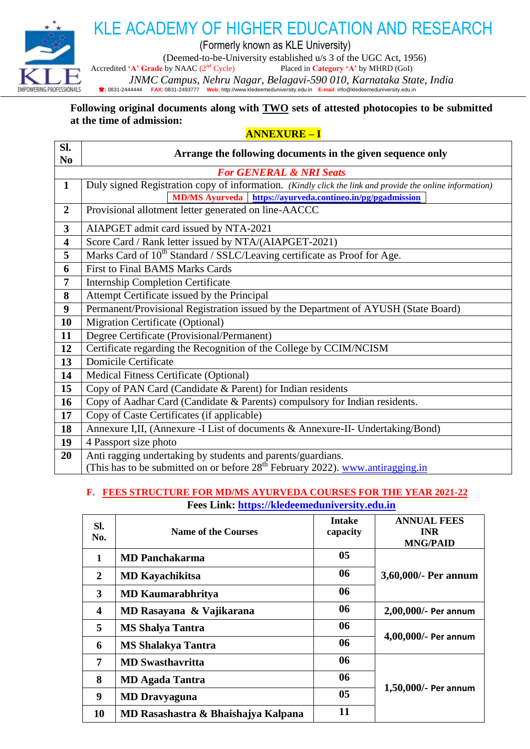# KLE ACADEMY OF HIGHER EDUCATION AND RESEARCH

(Formerly known as KLE University)

(Deemed-to-be-University established u/s 3 of the UGC Act, 1956)

Accredited **'A' Grade** by NAAC (2nd Cycle) Placed in **Category 'A'** by MHRD (GoI)

*JNMC Campus, Nehru Nagar, Belagavi-590 010, Karnataka State, India*

☎: 0831-2444444 FAX: 0831-2493777 Web: http://www.kledeemeduniversity.edu.in E-mail: info@kledeemeduniversity.edu.in

**Following original documents along with TWO sets of attested photocopies to be submitted at the time of admission:**

**ANNEXURE – I**

| Sl. No | Arrange the following documents in the given sequence only |
|---|---|
| | ***For GENERAL & NRI Seats*** |
| 1 | Duly signed Registration copy of information. *(Kindly click the link and provide the online information)* **MD/MS Ayurveda** **https://ayurveda.contineo.in/pg/pgadmission** |
| 2 | Provisional allotment letter generated on line-AACCC |
| 3 | AIAPGET admit card issued by NTA-2021 |
| 4 | Score Card / Rank letter issued by NTA/(AIAPGET-2021) |
| 5 | Marks Card of 10th Standard / SSLC/Leaving certificate as Proof for Age. |
| 6 | First to Final BAMS Marks Cards |
| 7 | Internship Completion Certificate |
| 8 | Attempt Certificate issued by the Principal |
| 9 | Permanent/Provisional Registration issued by the Department of AYUSH (State Board) |
| 10 | Migration Certificate (Optional) |
| 11 | Degree Certificate (Provisional/Permanent) |
| 12 | Certificate regarding the Recognition of the College by CCIM/NCISM |
| 13 | Domicile Certificate |
| 14 | Medical Fitness Certificate (Optional) |
| 15 | Copy of PAN Card (Candidate & Parent) for Indian residents |
| 16 | Copy of Aadhar Card (Candidate & Parents) compulsory for Indian residents. |
| 17 | Copy of Caste Certificates (if applicable) |
| 18 | Annexure I,II, (Annexure -I List of documents & Annexure-II- Undertaking/Bond) |
| 19 | 4 Passport size photo |
| 20 | Anti ragging undertaking by students and parents/guardians. (This has to be submitted on or before 28th February 2022). www.antiragging.in |

## F. FEES STRUCTURE FOR MD/MS AYURVEDA COURSES FOR THE YEAR 2021-22

**Fees Link: https://kledeemeduniversity.edu.in**

| Sl. No. | Name of the Courses | Intake capacity | ANNUAL FEES INR MNG/PAID |
|---|---|---|---|
| 1 | MD Panchakarma | 05 | 3,60,000/- Per annum |
| 2 | MD Kayachikitsa | 06 | |
| 3 | MD Kaumarabhritya | 06 | |
| 4 | MD Rasayana & Vajikarana | 06 | 2,00,000/- Per annum |
| 5 | MS Shalya Tantra | 06 | 4,00,000/- Per annum |
| 6 | MS Shalakya Tantra | 06 | |
| 7 | MD Swasthavritta | 06 | 1,50,000/- Per annum |
| 8 | MD Agada Tantra | 06 | |
| 9 | MD Dravyaguna | 05 | |
| 10 | MD Rasashastra & Bhaishajya Kalpana | 11 | |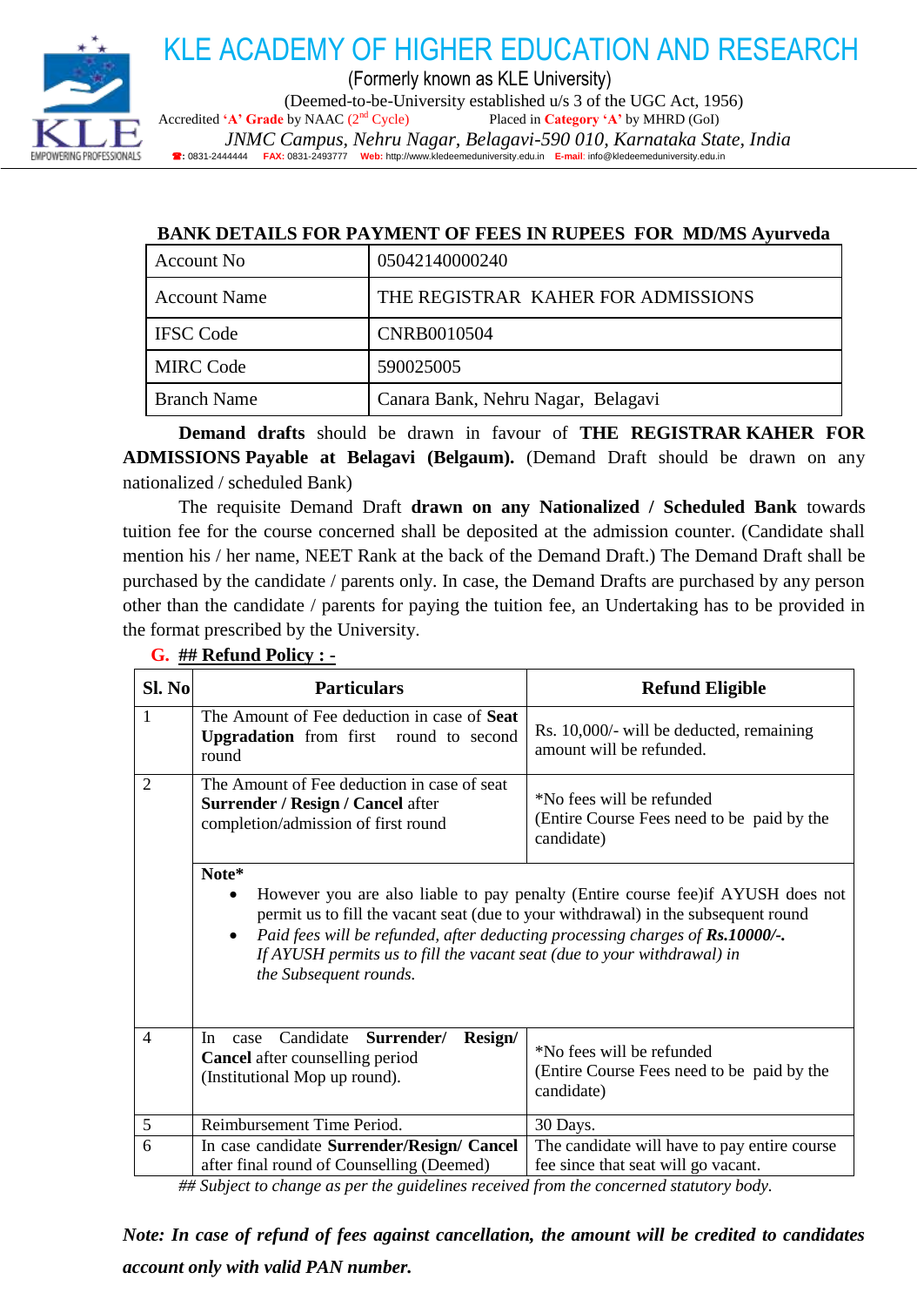# KLE ACADEMY OF HIGHER EDUCATION AND RESEARCH

(Formerly known as KLE University)

(Deemed-to-be-University established u/s 3 of the UGC Act, 1956)

Accredited **'A' Grade** by NAAC (2[nd] Cycle) Placed in **Category 'A'** by MHRD (GoI)

*JNMC Campus, Nehru Nagar, Belagavi-590 010, Karnataka State, India*

☎: 0831-2444444 FAX: 0831-2493777 Web: http://www.kledeemeduniversity.edu.in E-mail: info@kledeemeduniversity.edu.in

EMPOWERING PROFESSIONALS

## BANK DETAILS FOR PAYMENT OF FEES IN RUPEES FOR MD/MS Ayurveda

| | |
|---|---|
| Account No | 05042140000240 |
| Account Name | THE REGISTRAR KAHER FOR ADMISSIONS |
| IFSC Code | CNRB0010504 |
| MIRC Code | 590025005 |
| Branch Name | Canara Bank, Nehru Nagar, Belagavi |

**Demand drafts** should be drawn in favour of **THE REGISTRAR KAHER FOR ADMISSIONS Payable at Belagavi (Belgaum).** (Demand Draft should be drawn on any nationalized / scheduled Bank)

The requisite Demand Draft **drawn on any Nationalized / Scheduled Bank** towards tuition fee for the course concerned shall be deposited at the admission counter. (Candidate shall mention his / her name, NEET Rank at the back of the Demand Draft.) The Demand Draft shall be purchased by the candidate / parents only. In case, the Demand Drafts are purchased by any person other than the candidate / parents for paying the tuition fee, an Undertaking has to be provided in the format prescribed by the University.

### G. ## Refund Policy : -

| Sl. No | Particulars | Refund Eligible |
|---|---|---|
| 1 | The Amount of Fee deduction in case of **Seat Upgradation** from first round to second round | Rs. 10,000/- will be deducted, remaining amount will be refunded. |
| 2 | The Amount of Fee deduction in case of seat **Surrender / Resign / Cancel** after completion/admission of first round | *No fees will be refunded (Entire Course Fees need to be paid by the candidate) |
| | **Note*** <br>• However you are also liable to pay penalty (Entire course fee)if AYUSH does not permit us to fill the vacant seat (due to your withdrawal) in the subsequent round <br>• *Paid fees will be refunded, after deducting processing charges of **Rs.10000/-.** If AYUSH permits us to fill the vacant seat (due to your withdrawal) in the Subsequent rounds.* | |
| 4 | In case Candidate **Surrender/ Resign/ Cancel** after counselling period (Institutional Mop up round). | *No fees will be refunded (Entire Course Fees need to be paid by the candidate) |
| 5 | Reimbursement Time Period. | 30 Days. |
| 6 | In case candidate **Surrender/Resign/ Cancel** after final round of Counselling (Deemed) | The candidate will have to pay entire course fee since that seat will go vacant. |

*## Subject to change as per the guidelines received from the concerned statutory body.*

***Note: In case of refund of fees against cancellation, the amount will be credited to candidates account only with valid PAN number.***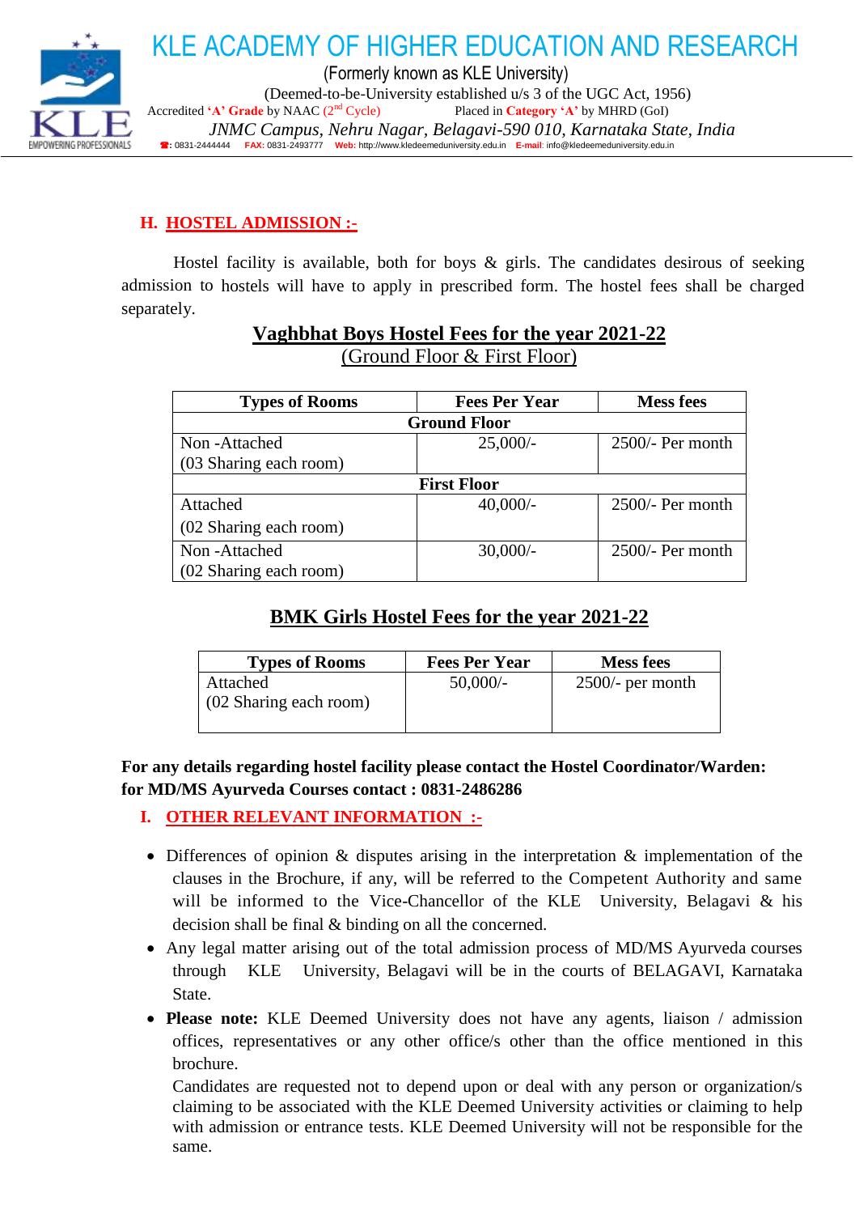# KLE ACADEMY OF HIGHER EDUCATION AND RESEARCH

(Formerly known as KLE University)

(Deemed-to-be-University established u/s 3 of the UGC Act, 1956)

Accredited **'A' Grade** by NAAC (2nd Cycle) Placed in **Category 'A'** by MHRD (GoI)

*JNMC Campus, Nehru Nagar, Belagavi-590 010, Karnataka State, India*

☎: 0831-2444444 FAX: 0831-2493777 Web: http://www.kledeemeduniversity.edu.in E-mail: info@kledeemeduniversity.edu.in

## H. HOSTEL ADMISSION :-

Hostel facility is available, both for boys & girls. The candidates desirous of seeking admission to hostels will have to apply in prescribed form. The hostel fees shall be charged separately.

### Vaghbhat Boys Hostel Fees for the year 2021-22

(Ground Floor & First Floor)

| Types of Rooms | Fees Per Year | Mess fees |
|---|---|---|
| **Ground Floor** | | |
| Non -Attached (03 Sharing each room) | 25,000/- | 2500/- Per month |
| **First Floor** | | |
| Attached (02 Sharing each room) | 40,000/- | 2500/- Per month |
| Non -Attached (02 Sharing each room) | 30,000/- | 2500/- Per month |

### BMK Girls Hostel Fees for the year 2021-22

| Types of Rooms | Fees Per Year | Mess fees |
|---|---|---|
| Attached (02 Sharing each room) | 50,000/- | 2500/- per month |

**For any details regarding hostel facility please contact the Hostel Coordinator/Warden: for MD/MS Ayurveda Courses contact : 0831-2486286**

## I. OTHER RELEVANT INFORMATION :-

- Differences of opinion & disputes arising in the interpretation & implementation of the clauses in the Brochure, if any, will be referred to the Competent Authority and same will be informed to the Vice-Chancellor of the KLE University, Belagavi & his decision shall be final & binding on all the concerned.
- Any legal matter arising out of the total admission process of MD/MS Ayurveda courses through KLE University, Belagavi will be in the courts of BELAGAVI, Karnataka State.
- **Please note:** KLE Deemed University does not have any agents, liaison / admission offices, representatives or any other office/s other than the office mentioned in this brochure.

  Candidates are requested not to depend upon or deal with any person or organization/s claiming to be associated with the KLE Deemed University activities or claiming to help with admission or entrance tests. KLE Deemed University will not be responsible for the same.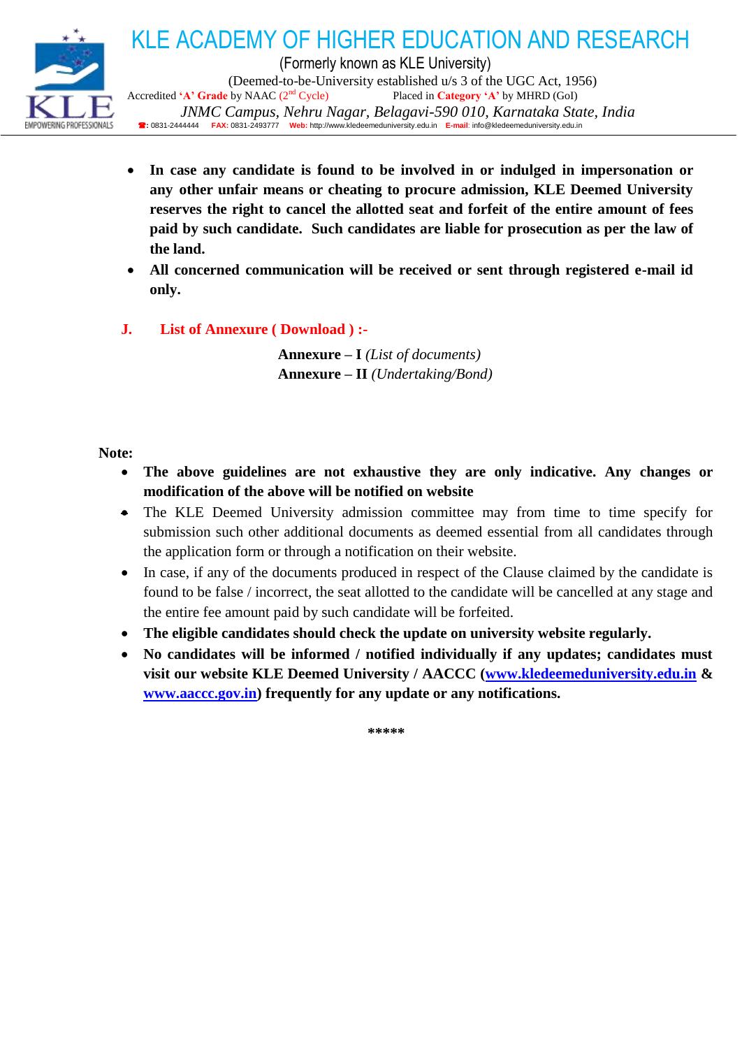- **In case any candidate is found to be involved in or indulged in impersonation or any other unfair means or cheating to procure admission, KLE Deemed University reserves the right to cancel the allotted seat and forfeit of the entire amount of fees paid by such candidate. Such candidates are liable for prosecution as per the law of the land.**
- **All concerned communication will be received or sent through registered e-mail id only.**

## J. List of Annexure ( Download ) :-

**Annexure – I** *(List of documents)*

**Annexure – II** *(Undertaking/Bond)*

**Note:**

- **The above guidelines are not exhaustive they are only indicative. Any changes or modification of the above will be notified on website**
- The KLE Deemed University admission committee may from time to time specify for submission such other additional documents as deemed essential from all candidates through the application form or through a notification on their website.
- In case, if any of the documents produced in respect of the Clause claimed by the candidate is found to be false / incorrect, the seat allotted to the candidate will be cancelled at any stage and the entire fee amount paid by such candidate will be forfeited.
- **The eligible candidates should check the update on university website regularly.**
- **No candidates will be informed / notified individually if any updates; candidates must visit our website KLE Deemed University / AACCC (www.kledeemeduniversity.edu.in & www.aaccc.gov.in) frequently for any update or any notifications.**

*****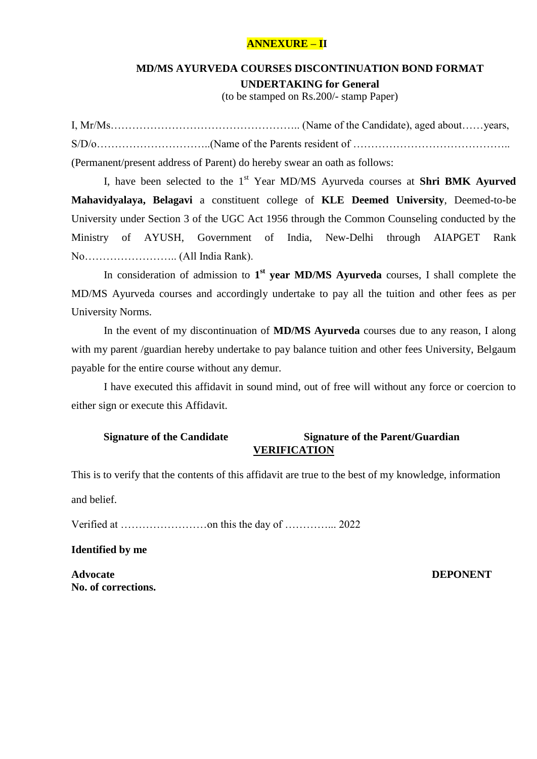**ANNEXURE – II**

**MD/MS AYURVEDA COURSES DISCONTINUATION BOND FORMAT**

**UNDERTAKING for General**

(to be stamped on Rs.200/- stamp Paper)

I, Mr/Ms…………………………………………….. (Name of the Candidate), aged about……years, S/D/o…………………………..(Name of the Parents resident of …………………………………….. (Permanent/present address of Parent) do hereby swear an oath as follows:

I, have been selected to the 1st Year MD/MS Ayurveda courses at **Shri BMK Ayurved Mahavidyalaya, Belagavi** a constituent college of **KLE Deemed University**, Deemed-to-be University under Section 3 of the UGC Act 1956 through the Common Counseling conducted by the Ministry of AYUSH, Government of India, New-Delhi through AIAPGET Rank No…………………….. (All India Rank).

In consideration of admission to **1st year MD/MS Ayurveda** courses, I shall complete the MD/MS Ayurveda courses and accordingly undertake to pay all the tuition and other fees as per University Norms.

In the event of my discontinuation of **MD/MS Ayurveda** courses due to any reason, I along with my parent /guardian hereby undertake to pay balance tuition and other fees University, Belgaum payable for the entire course without any demur.

I have executed this affidavit in sound mind, out of free will without any force or coercion to either sign or execute this Affidavit.

**Signature of the Candidate** | **Signature of the Parent/Guardian**

**VERIFICATION**

This is to verify that the contents of this affidavit are true to the best of my knowledge, information and belief.

Verified at ……………………on this the day of …………... 2022

**Identified by me**

**Advocate** | **DEPONENT**

**No. of corrections.**